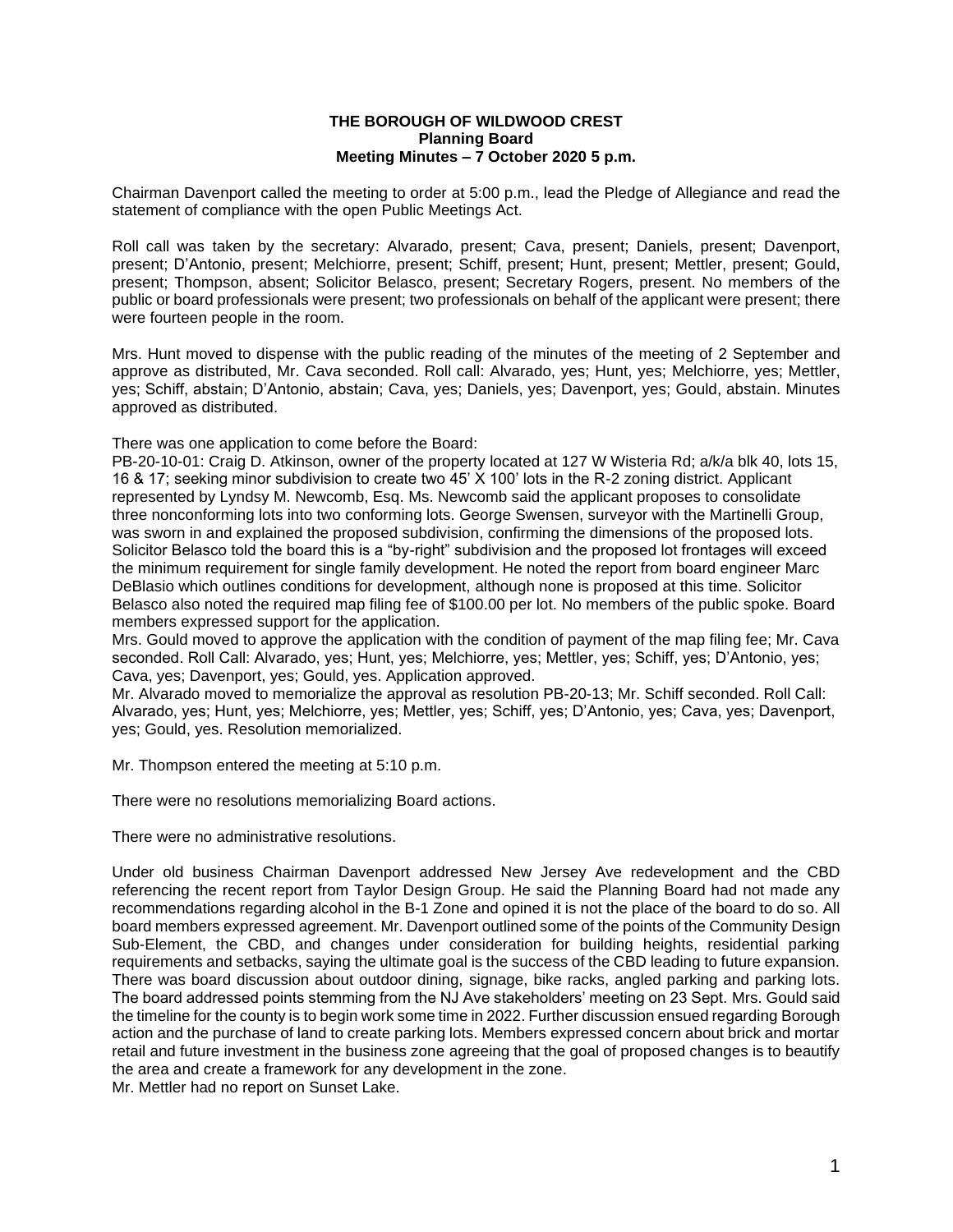**THE BOROUGH OF WILDWOOD CREST**
**Planning Board**
**Meeting Minutes – 7 October 2020 5 p.m.**

Chairman Davenport called the meeting to order at 5:00 p.m., lead the Pledge of Allegiance and read the statement of compliance with the open Public Meetings Act.

Roll call was taken by the secretary: Alvarado, present; Cava, present; Daniels, present; Davenport, present; D'Antonio, present; Melchiorre, present; Schiff, present; Hunt, present; Mettler, present; Gould, present; Thompson, absent; Solicitor Belasco, present; Secretary Rogers, present. No members of the public or board professionals were present; two professionals on behalf of the applicant were present; there were fourteen people in the room.

Mrs. Hunt moved to dispense with the public reading of the minutes of the meeting of 2 September and approve as distributed, Mr. Cava seconded. Roll call: Alvarado, yes; Hunt, yes; Melchiorre, yes; Mettler, yes; Schiff, abstain; D'Antonio, abstain; Cava, yes; Daniels, yes; Davenport, yes; Gould, abstain. Minutes approved as distributed.

There was one application to come before the Board:
PB-20-10-01: Craig D. Atkinson, owner of the property located at 127 W Wisteria Rd; a/k/a blk 40, lots 15, 16 & 17; seeking minor subdivision to create two 45' X 100' lots in the R-2 zoning district. Applicant represented by Lyndsy M. Newcomb, Esq. Ms. Newcomb said the applicant proposes to consolidate three nonconforming lots into two conforming lots. George Swensen, surveyor with the Martinelli Group, was sworn in and explained the proposed subdivision, confirming the dimensions of the proposed lots. Solicitor Belasco told the board this is a "by-right" subdivision and the proposed lot frontages will exceed the minimum requirement for single family development. He noted the report from board engineer Marc DeBlasio which outlines conditions for development, although none is proposed at this time. Solicitor Belasco also noted the required map filing fee of $100.00 per lot. No members of the public spoke. Board members expressed support for the application.
Mrs. Gould moved to approve the application with the condition of payment of the map filing fee; Mr. Cava seconded. Roll Call: Alvarado, yes; Hunt, yes; Melchiorre, yes; Mettler, yes; Schiff, yes; D'Antonio, yes; Cava, yes; Davenport, yes; Gould, yes. Application approved.
Mr. Alvarado moved to memorialize the approval as resolution PB-20-13; Mr. Schiff seconded. Roll Call: Alvarado, yes; Hunt, yes; Melchiorre, yes; Mettler, yes; Schiff, yes; D'Antonio, yes; Cava, yes; Davenport, yes; Gould, yes. Resolution memorialized.

Mr. Thompson entered the meeting at 5:10 p.m.

There were no resolutions memorializing Board actions.

There were no administrative resolutions.

Under old business Chairman Davenport addressed New Jersey Ave redevelopment and the CBD referencing the recent report from Taylor Design Group. He said the Planning Board had not made any recommendations regarding alcohol in the B-1 Zone and opined it is not the place of the board to do so. All board members expressed agreement. Mr. Davenport outlined some of the points of the Community Design Sub-Element, the CBD, and changes under consideration for building heights, residential parking requirements and setbacks, saying the ultimate goal is the success of the CBD leading to future expansion. There was board discussion about outdoor dining, signage, bike racks, angled parking and parking lots. The board addressed points stemming from the NJ Ave stakeholders' meeting on 23 Sept. Mrs. Gould said the timeline for the county is to begin work some time in 2022. Further discussion ensued regarding Borough action and the purchase of land to create parking lots. Members expressed concern about brick and mortar retail and future investment in the business zone agreeing that the goal of proposed changes is to beautify the area and create a framework for any development in the zone.
Mr. Mettler had no report on Sunset Lake.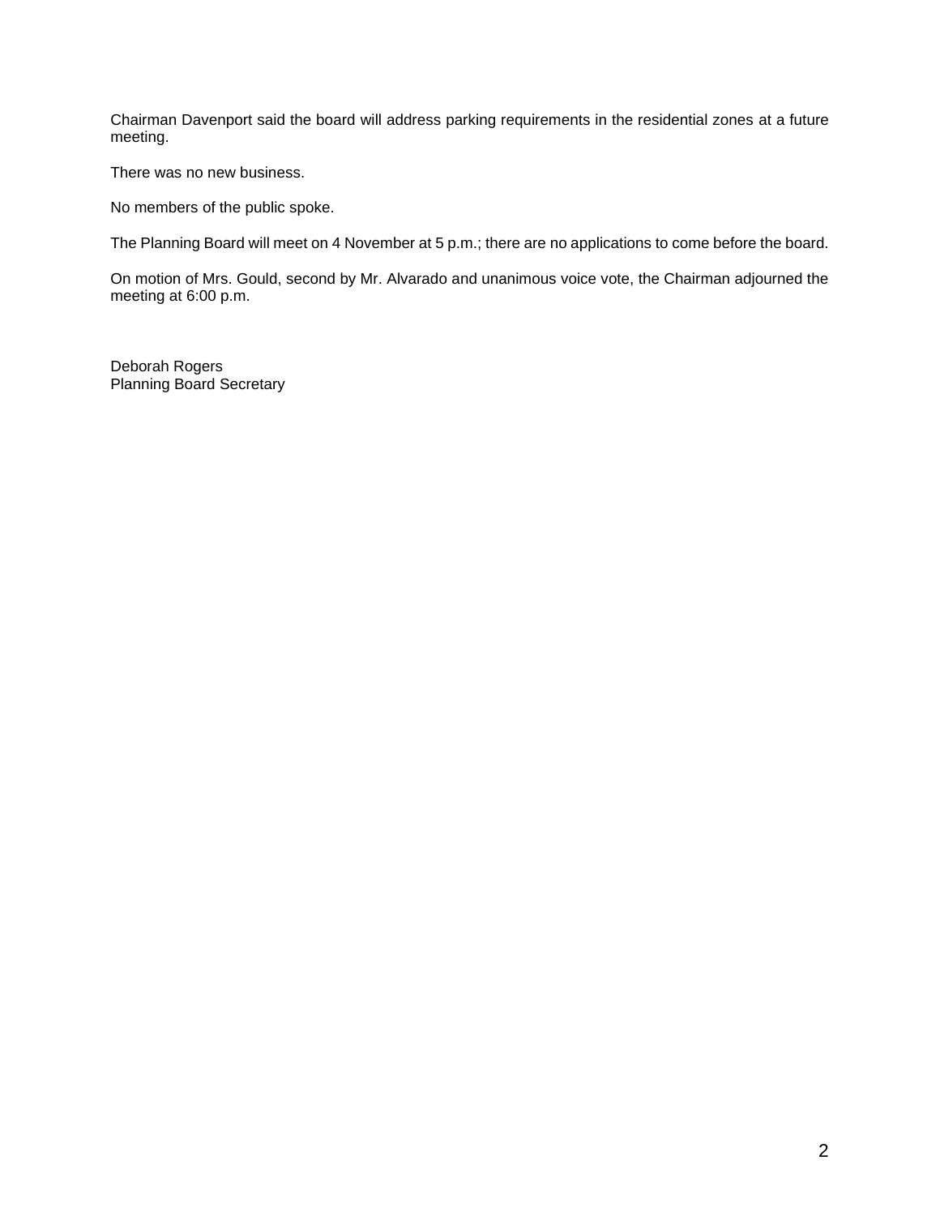Chairman Davenport said the board will address parking requirements in the residential zones at a future meeting.

There was no new business.

No members of the public spoke.

The Planning Board will meet on 4 November at 5 p.m.; there are no applications to come before the board.

On motion of Mrs. Gould, second by Mr. Alvarado and unanimous voice vote, the Chairman adjourned the meeting at 6:00 p.m.

Deborah Rogers
Planning Board Secretary